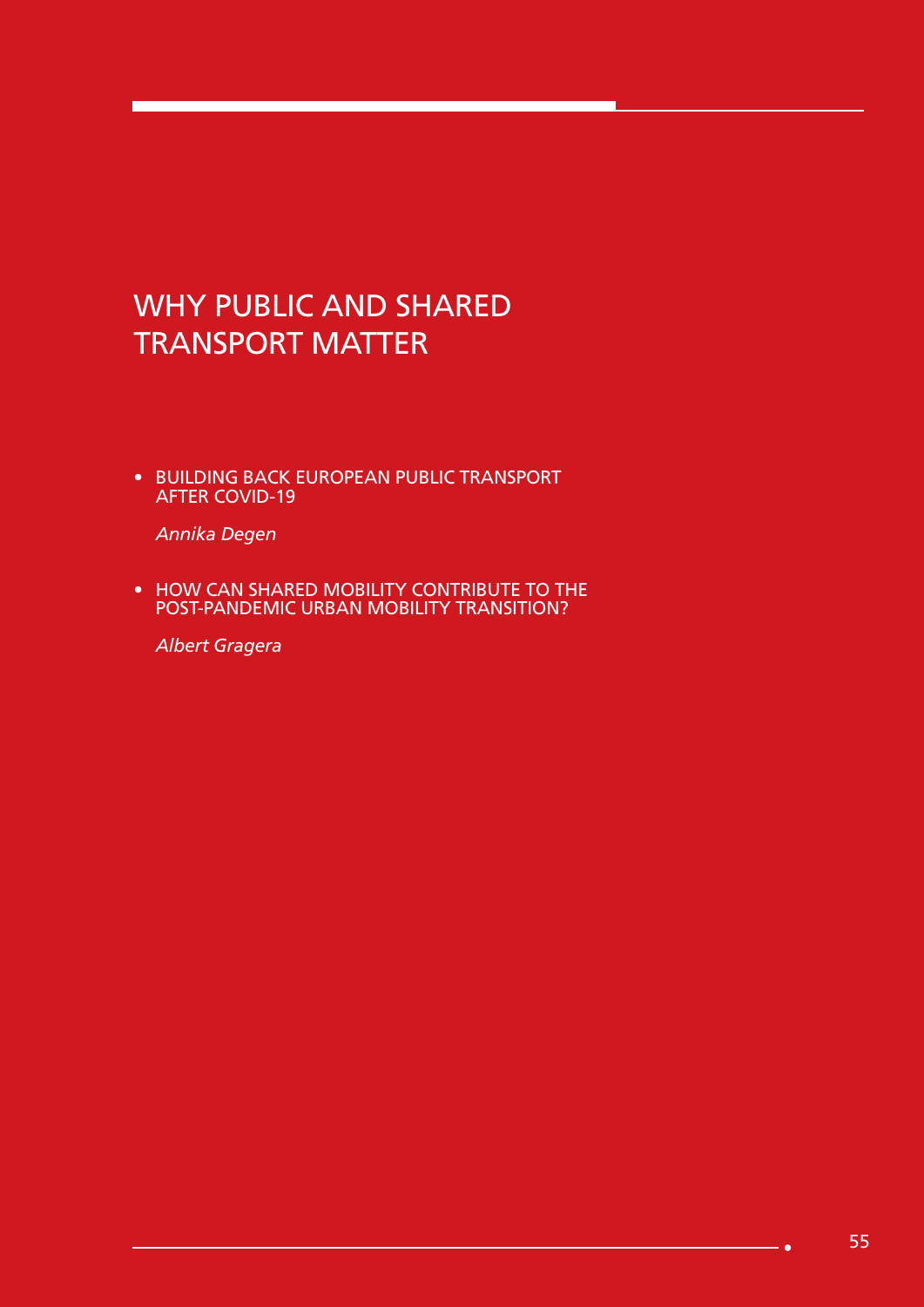# WHY PUBLIC AND SHARED TRANSPORT MATTER

- BUILDING BACK EUROPEAN PUBLIC TRANSPORT AFTER COVID-19

  *Annika Degen*

- HOW CAN SHARED MOBILITY CONTRIBUTE TO THE POST-PANDEMIC URBAN MOBILITY TRANSITION?

  *Albert Gragera*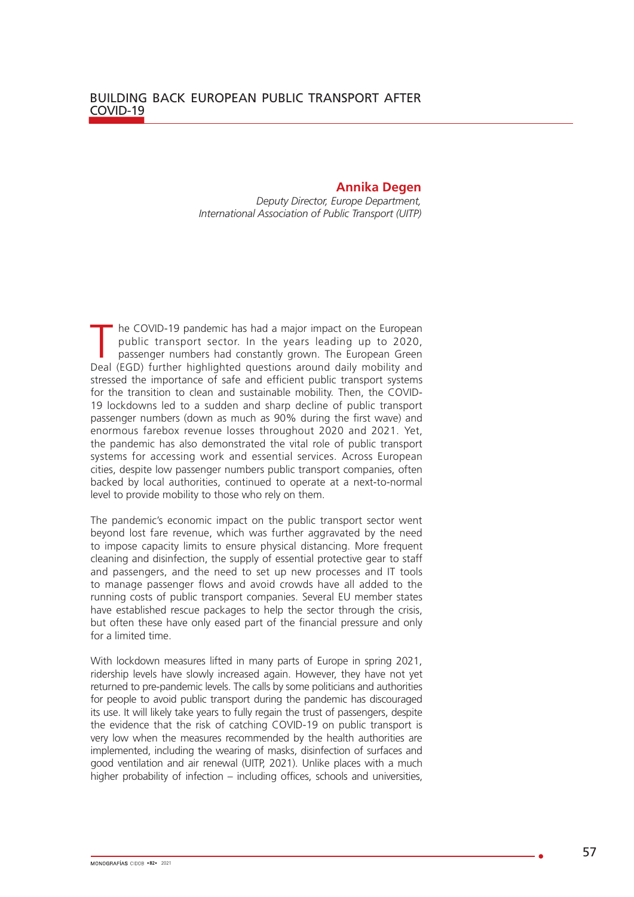# BUILDING BACK EUROPEAN PUBLIC TRANSPORT AFTER COVID-19

**Annika Degen**
*Deputy Director, Europe Department, International Association of Public Transport (UITP)*

The COVID-19 pandemic has had a major impact on the European public transport sector. In the years leading up to 2020, passenger numbers had constantly grown. The European Green Deal (EGD) further highlighted questions around daily mobility and stressed the importance of safe and efficient public transport systems for the transition to clean and sustainable mobility. Then, the COVID-19 lockdowns led to a sudden and sharp decline of public transport passenger numbers (down as much as 90% during the first wave) and enormous farebox revenue losses throughout 2020 and 2021. Yet, the pandemic has also demonstrated the vital role of public transport systems for accessing work and essential services. Across European cities, despite low passenger numbers public transport companies, often backed by local authorities, continued to operate at a next-to-normal level to provide mobility to those who rely on them.

The pandemic's economic impact on the public transport sector went beyond lost fare revenue, which was further aggravated by the need to impose capacity limits to ensure physical distancing. More frequent cleaning and disinfection, the supply of essential protective gear to staff and passengers, and the need to set up new processes and IT tools to manage passenger flows and avoid crowds have all added to the running costs of public transport companies. Several EU member states have established rescue packages to help the sector through the crisis, but often these have only eased part of the financial pressure and only for a limited time.

With lockdown measures lifted in many parts of Europe in spring 2021, ridership levels have slowly increased again. However, they have not yet returned to pre-pandemic levels. The calls by some politicians and authorities for people to avoid public transport during the pandemic has discouraged its use. It will likely take years to fully regain the trust of passengers, despite the evidence that the risk of catching COVID-19 on public transport is very low when the measures recommended by the health authorities are implemented, including the wearing of masks, disinfection of surfaces and good ventilation and air renewal (UITP, 2021). Unlike places with a much higher probability of infection – including offices, schools and universities,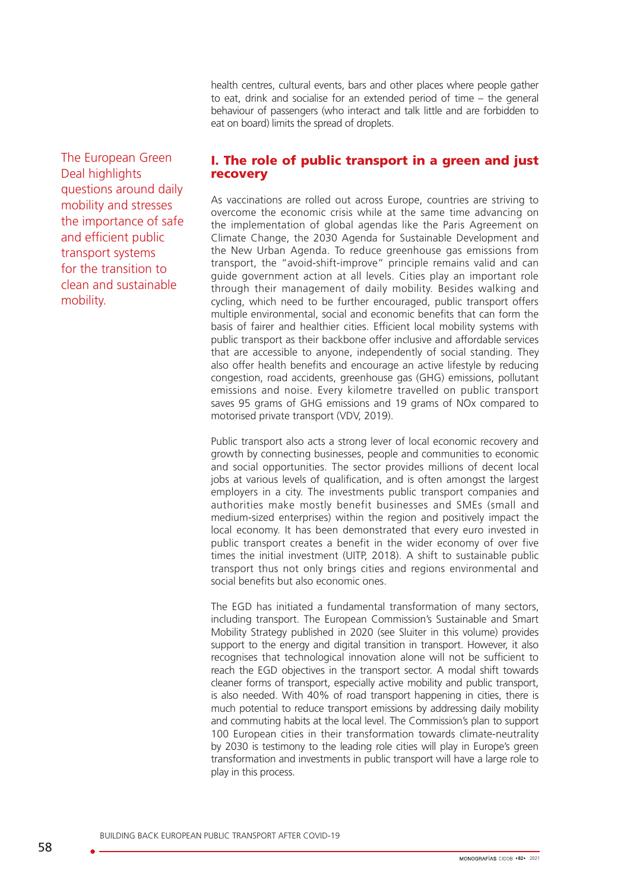health centres, cultural events, bars and other places where people gather to eat, drink and socialise for an extended period of time – the general behaviour of passengers (who interact and talk little and are forbidden to eat on board) limits the spread of droplets.

## I. The role of public transport in a green and just recovery

The European Green Deal highlights questions around daily mobility and stresses the importance of safe and efficient public transport systems for the transition to clean and sustainable mobility.

As vaccinations are rolled out across Europe, countries are striving to overcome the economic crisis while at the same time advancing on the implementation of global agendas like the Paris Agreement on Climate Change, the 2030 Agenda for Sustainable Development and the New Urban Agenda. To reduce greenhouse gas emissions from transport, the "avoid-shift-improve" principle remains valid and can guide government action at all levels. Cities play an important role through their management of daily mobility. Besides walking and cycling, which need to be further encouraged, public transport offers multiple environmental, social and economic benefits that can form the basis of fairer and healthier cities. Efficient local mobility systems with public transport as their backbone offer inclusive and affordable services that are accessible to anyone, independently of social standing. They also offer health benefits and encourage an active lifestyle by reducing congestion, road accidents, greenhouse gas (GHG) emissions, pollutant emissions and noise. Every kilometre travelled on public transport saves 95 grams of GHG emissions and 19 grams of NOx compared to motorised private transport (VDV, 2019).

Public transport also acts a strong lever of local economic recovery and growth by connecting businesses, people and communities to economic and social opportunities. The sector provides millions of decent local jobs at various levels of qualification, and is often amongst the largest employers in a city. The investments public transport companies and authorities make mostly benefit businesses and SMEs (small and medium-sized enterprises) within the region and positively impact the local economy. It has been demonstrated that every euro invested in public transport creates a benefit in the wider economy of over five times the initial investment (UITP, 2018). A shift to sustainable public transport thus not only brings cities and regions environmental and social benefits but also economic ones.

The EGD has initiated a fundamental transformation of many sectors, including transport. The European Commission's Sustainable and Smart Mobility Strategy published in 2020 (see Sluiter in this volume) provides support to the energy and digital transition in transport. However, it also recognises that technological innovation alone will not be sufficient to reach the EGD objectives in the transport sector. A modal shift towards cleaner forms of transport, especially active mobility and public transport, is also needed. With 40% of road transport happening in cities, there is much potential to reduce transport emissions by addressing daily mobility and commuting habits at the local level. The Commission's plan to support 100 European cities in their transformation towards climate-neutrality by 2030 is testimony to the leading role cities will play in Europe's green transformation and investments in public transport will have a large role to play in this process.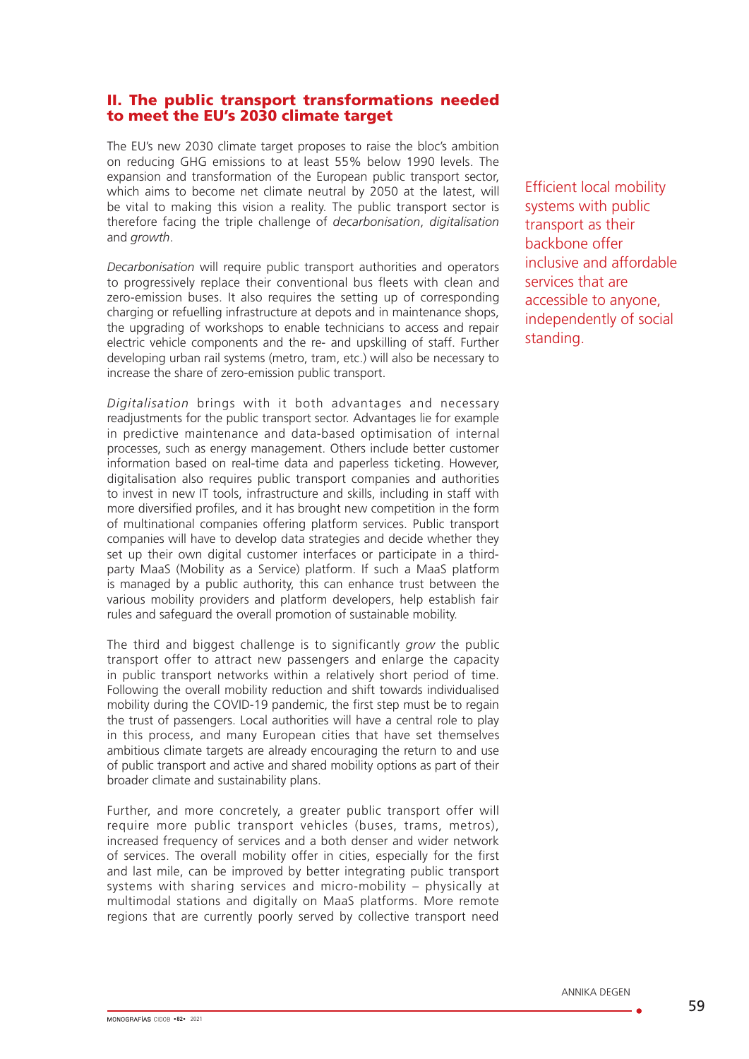## II. The public transport transformations needed to meet the EU's 2030 climate target

The EU's new 2030 climate target proposes to raise the bloc's ambition on reducing GHG emissions to at least 55% below 1990 levels. The expansion and transformation of the European public transport sector, which aims to become net climate neutral by 2050 at the latest, will be vital to making this vision a reality. The public transport sector is therefore facing the triple challenge of *decarbonisation*, *digitalisation* and *growth*.

Efficient local mobility systems with public transport as their backbone offer inclusive and affordable services that are accessible to anyone, independently of social standing.

*Decarbonisation* will require public transport authorities and operators to progressively replace their conventional bus fleets with clean and zero-emission buses. It also requires the setting up of corresponding charging or refuelling infrastructure at depots and in maintenance shops, the upgrading of workshops to enable technicians to access and repair electric vehicle components and the re- and upskilling of staff. Further developing urban rail systems (metro, tram, etc.) will also be necessary to increase the share of zero-emission public transport.

*Digitalisation* brings with it both advantages and necessary readjustments for the public transport sector. Advantages lie for example in predictive maintenance and data-based optimisation of internal processes, such as energy management. Others include better customer information based on real-time data and paperless ticketing. However, digitalisation also requires public transport companies and authorities to invest in new IT tools, infrastructure and skills, including in staff with more diversified profiles, and it has brought new competition in the form of multinational companies offering platform services. Public transport companies will have to develop data strategies and decide whether they set up their own digital customer interfaces or participate in a third-party MaaS (Mobility as a Service) platform. If such a MaaS platform is managed by a public authority, this can enhance trust between the various mobility providers and platform developers, help establish fair rules and safeguard the overall promotion of sustainable mobility.

The third and biggest challenge is to significantly *grow* the public transport offer to attract new passengers and enlarge the capacity in public transport networks within a relatively short period of time. Following the overall mobility reduction and shift towards individualised mobility during the COVID-19 pandemic, the first step must be to regain the trust of passengers. Local authorities will have a central role to play in this process, and many European cities that have set themselves ambitious climate targets are already encouraging the return to and use of public transport and active and shared mobility options as part of their broader climate and sustainability plans.

Further, and more concretely, a greater public transport offer will require more public transport vehicles (buses, trams, metros), increased frequency of services and a both denser and wider network of services. The overall mobility offer in cities, especially for the first and last mile, can be improved by better integrating public transport systems with sharing services and micro-mobility – physically at multimodal stations and digitally on MaaS platforms. More remote regions that are currently poorly served by collective transport need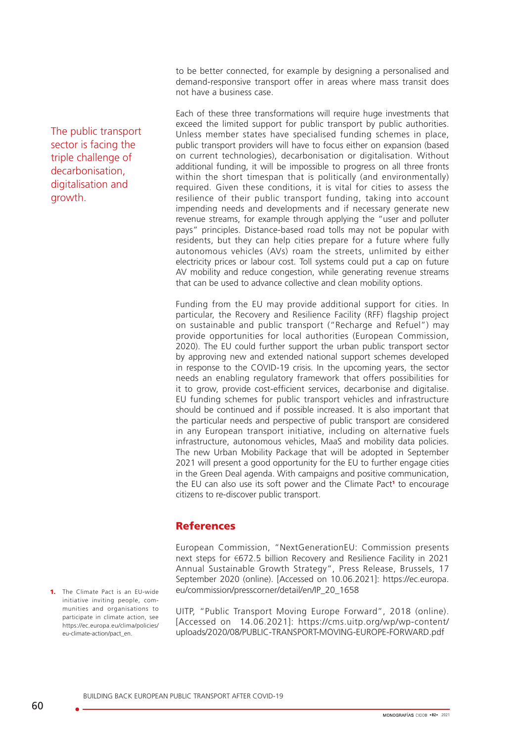to be better connected, for example by designing a personalised and demand-responsive transport offer in areas where mass transit does not have a business case.

The public transport sector is facing the triple challenge of decarbonisation, digitalisation and growth.

Each of these three transformations will require huge investments that exceed the limited support for public transport by public authorities. Unless member states have specialised funding schemes in place, public transport providers will have to focus either on expansion (based on current technologies), decarbonisation or digitalisation. Without additional funding, it will be impossible to progress on all three fronts within the short timespan that is politically (and environmentally) required. Given these conditions, it is vital for cities to assess the resilience of their public transport funding, taking into account impending needs and developments and if necessary generate new revenue streams, for example through applying the "user and polluter pays" principles. Distance-based road tolls may not be popular with residents, but they can help cities prepare for a future where fully autonomous vehicles (AVs) roam the streets, unlimited by either electricity prices or labour cost. Toll systems could put a cap on future AV mobility and reduce congestion, while generating revenue streams that can be used to advance collective and clean mobility options.

Funding from the EU may provide additional support for cities. In particular, the Recovery and Resilience Facility (RFF) flagship project on sustainable and public transport ("Recharge and Refuel") may provide opportunities for local authorities (European Commission, 2020). The EU could further support the urban public transport sector by approving new and extended national support schemes developed in response to the COVID-19 crisis. In the upcoming years, the sector needs an enabling regulatory framework that offers possibilities for it to grow, provide cost-efficient services, decarbonise and digitalise. EU funding schemes for public transport vehicles and infrastructure should be continued and if possible increased. It is also important that the particular needs and perspective of public transport are considered in any European transport initiative, including on alternative fuels infrastructure, autonomous vehicles, MaaS and mobility data policies. The new Urban Mobility Package that will be adopted in September 2021 will present a good opportunity for the EU to further engage cities in the Green Deal agenda. With campaigns and positive communication, the EU can also use its soft power and the Climate Pact[1] to encourage citizens to re-discover public transport.

## References

European Commission, "NextGenerationEU: Commission presents next steps for €672.5 billion Recovery and Resilience Facility in 2021 Annual Sustainable Growth Strategy", Press Release, Brussels, 17 September 2020 (online). [Accessed on 10.06.2021]: https://ec.europa.eu/commission/presscorner/detail/en/IP_20_1658

UITP, "Public Transport Moving Europe Forward", 2018 (online). [Accessed on 14.06.2021]: https://cms.uitp.org/wp/wp-content/uploads/2020/08/PUBLIC-TRANSPORT-MOVING-EUROPE-FORWARD.pdf

1. The Climate Pact is an EU-wide initiative inviting people, communities and organisations to participate in climate action, see https://ec.europa.eu/clima/policies/eu-climate-action/pact_en.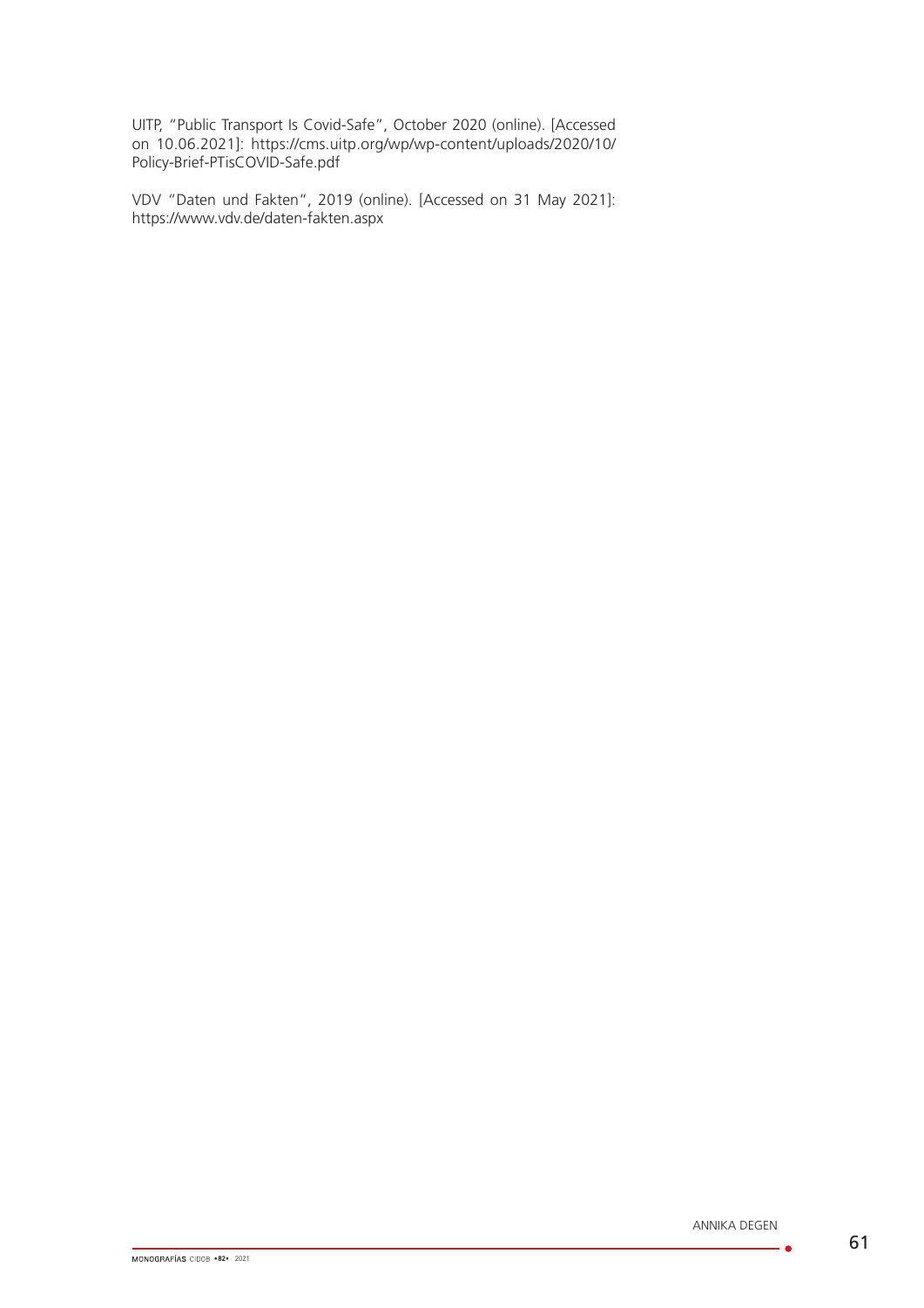UITP, "Public Transport Is Covid-Safe", October 2020 (online). [Accessed on 10.06.2021]: https://cms.uitp.org/wp/wp-content/uploads/2020/10/Policy-Brief-PTisCOVID-Safe.pdf

VDV "Daten und Fakten", 2019 (online). [Accessed on 31 May 2021]: https://www.vdv.de/daten-fakten.aspx